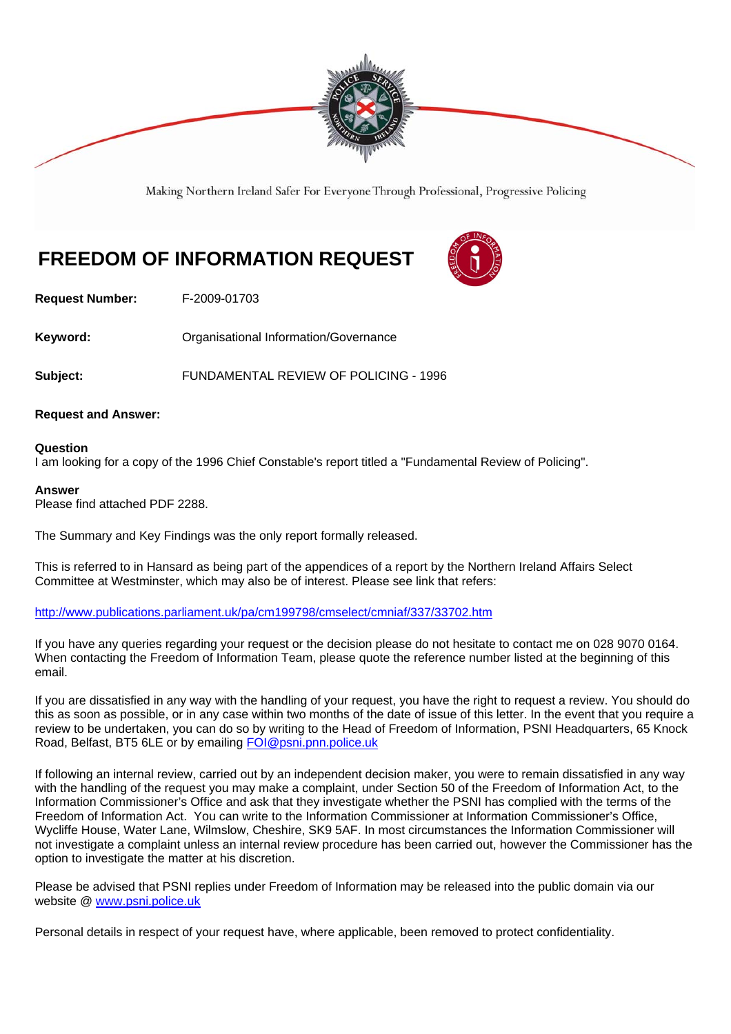Making Northern Ireland Safer For Everyone Through Professional, Progressive Policing

# FREEDOM OF INFORMATION REQUEST

**Request Number:** F-2009-01703

**Keyword:** Organisational Information/Governance

**Subject:** FUNDAMENTAL REVIEW OF POLICING - 1996

**Request and Answer:**

**Question**
I am looking for a copy of the 1996 Chief Constable's report titled a "Fundamental Review of Policing".

**Answer**
Please find attached PDF 2288.

The Summary and Key Findings was the only report formally released.

This is referred to in Hansard as being part of the appendices of a report by the Northern Ireland Affairs Select Committee at Westminster, which may also be of interest. Please see link that refers:

http://www.publications.parliament.uk/pa/cm199798/cmselect/cmniaf/337/33702.htm

If you have any queries regarding your request or the decision please do not hesitate to contact me on 028 9070 0164. When contacting the Freedom of Information Team, please quote the reference number listed at the beginning of this email.

If you are dissatisfied in any way with the handling of your request, you have the right to request a review. You should do this as soon as possible, or in any case within two months of the date of issue of this letter. In the event that you require a review to be undertaken, you can do so by writing to the Head of Freedom of Information, PSNI Headquarters, 65 Knock Road, Belfast, BT5 6LE or by emailing FOI@psni.pnn.police.uk

If following an internal review, carried out by an independent decision maker, you were to remain dissatisfied in any way with the handling of the request you may make a complaint, under Section 50 of the Freedom of Information Act, to the Information Commissioner's Office and ask that they investigate whether the PSNI has complied with the terms of the Freedom of Information Act. You can write to the Information Commissioner at Information Commissioner's Office, Wycliffe House, Water Lane, Wilmslow, Cheshire, SK9 5AF. In most circumstances the Information Commissioner will not investigate a complaint unless an internal review procedure has been carried out, however the Commissioner has the option to investigate the matter at his discretion.

Please be advised that PSNI replies under Freedom of Information may be released into the public domain via our website @ www.psni.police.uk

Personal details in respect of your request have, where applicable, been removed to protect confidentiality.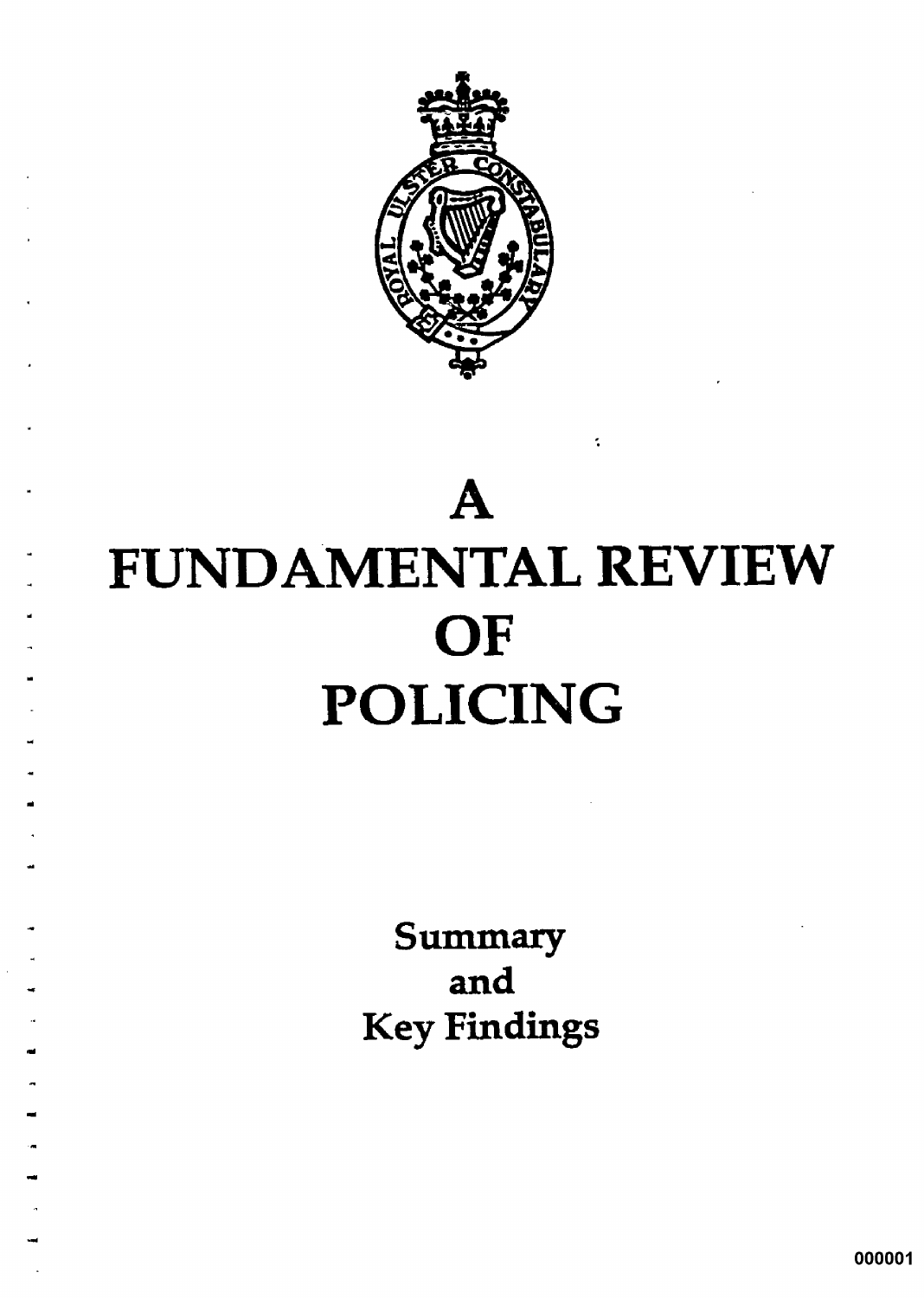# A FUNDAMENTAL REVIEW OF POLICING

## Summary and Key Findings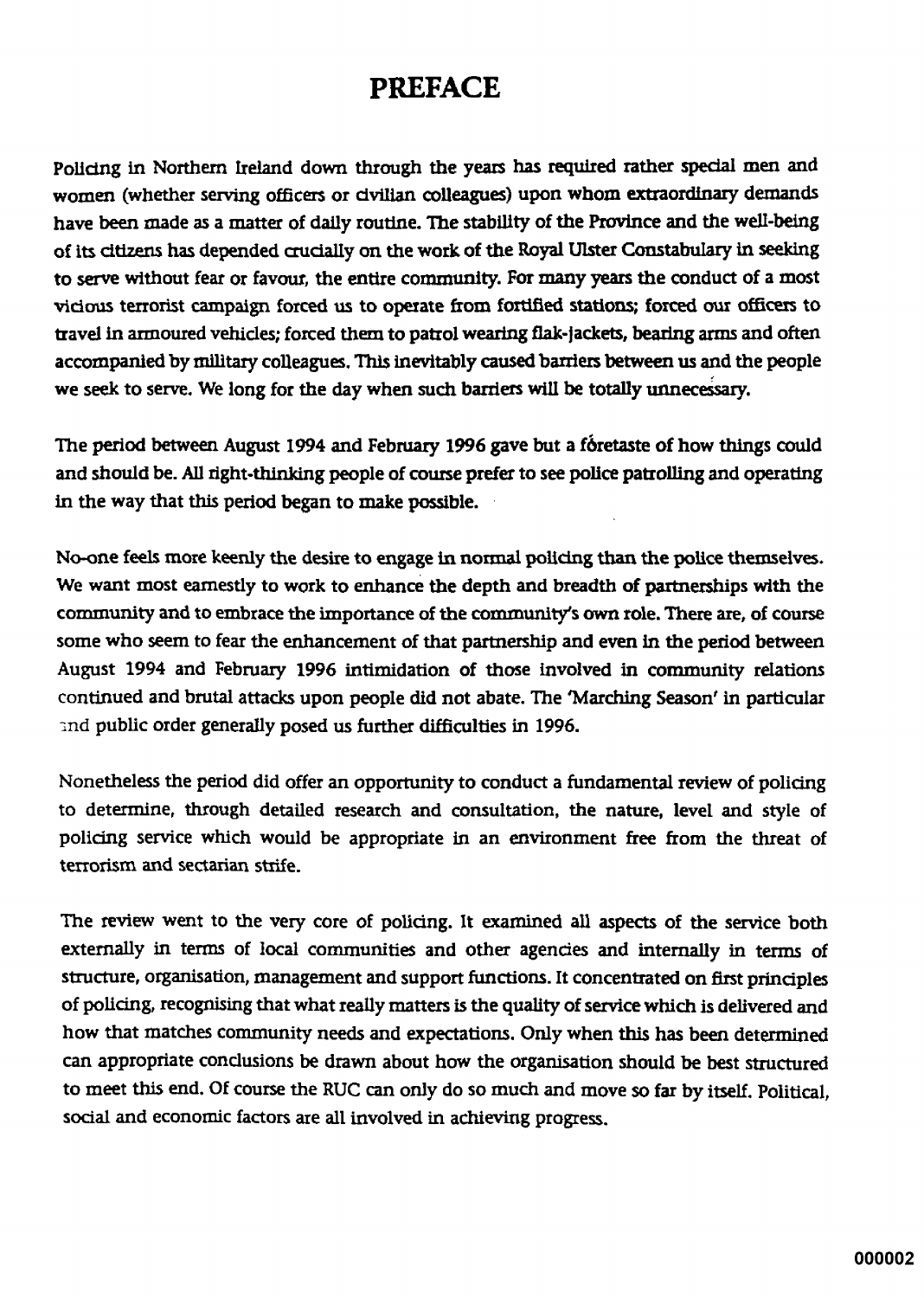# PREFACE

Policing in Northern Ireland down through the years has required rather special men and women (whether serving officers or civilian colleagues) upon whom extraordinary demands have been made as a matter of daily routine. The stability of the Province and the well-being of its citizens has depended crucially on the work of the Royal Ulster Constabulary in seeking to serve without fear or favour, the entire community. For many years the conduct of a most vicious terrorist campaign forced us to operate from fortified stations; forced our officers to travel in armoured vehicles; forced them to patrol wearing flak-jackets, bearing arms and often accompanied by military colleagues. This inevitably caused barriers between us and the people we seek to serve. We long for the day when such barriers will be totally unnecessary.

The period between August 1994 and February 1996 gave but a foretaste of how things could and should be. All right-thinking people of course prefer to see police patrolling and operating in the way that this period began to make possible.

No-one feels more keenly the desire to engage in normal policing than the police themselves. We want most earnestly to work to enhance the depth and breadth of partnerships with the community and to embrace the importance of the community's own role. There are, of course some who seem to fear the enhancement of that partnership and even in the period between August 1994 and February 1996 intimidation of those involved in community relations continued and brutal attacks upon people did not abate. The 'Marching Season' in particular and public order generally posed us further difficulties in 1996.

Nonetheless the period did offer an opportunity to conduct a fundamental review of policing to determine, through detailed research and consultation, the nature, level and style of policing service which would be appropriate in an environment free from the threat of terrorism and sectarian strife.

The review went to the very core of policing. It examined all aspects of the service both externally in terms of local communities and other agencies and internally in terms of structure, organisation, management and support functions. It concentrated on first principles of policing, recognising that what really matters is the quality of service which is delivered and how that matches community needs and expectations. Only when this has been determined can appropriate conclusions be drawn about how the organisation should be best structured to meet this end. Of course the RUC can only do so much and move so far by itself. Political, social and economic factors are all involved in achieving progress.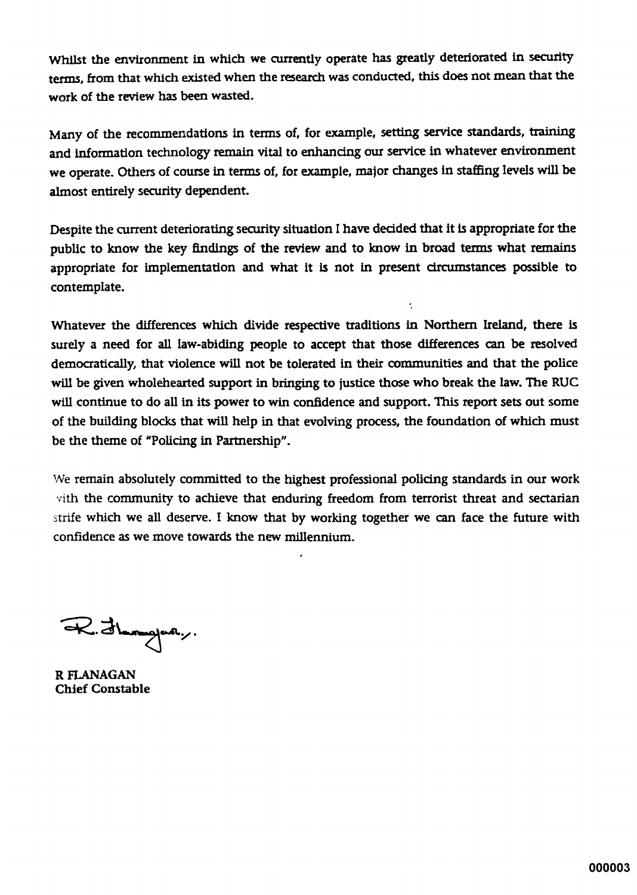Whilst the environment in which we currently operate has greatly deteriorated in security terms, from that which existed when the research was conducted, this does not mean that the work of the review has been wasted.

Many of the recommendations in terms of, for example, setting service standards, training and information technology remain vital to enhancing our service in whatever environment we operate. Others of course in terms of, for example, major changes in staffing levels will be almost entirely security dependent.

Despite the current deteriorating security situation I have decided that it is appropriate for the public to know the key findings of the review and to know in broad terms what remains appropriate for implementation and what it is not in present circumstances possible to contemplate.

Whatever the differences which divide respective traditions in Northern Ireland, there is surely a need for all law-abiding people to accept that those differences can be resolved democratically, that violence will not be tolerated in their communities and that the police will be given wholehearted support in bringing to justice those who break the law. The RUC will continue to do all in its power to win confidence and support. This report sets out some of the building blocks that will help in that evolving process, the foundation of which must be the theme of "Policing in Partnership".

We remain absolutely committed to the highest professional policing standards in our work with the community to achieve that enduring freedom from terrorist threat and sectarian strife which we all deserve. I know that by working together we can face the future with confidence as we move towards the new millennium.

R. Flanagan.

**R FLANAGAN**
**Chief Constable**

000003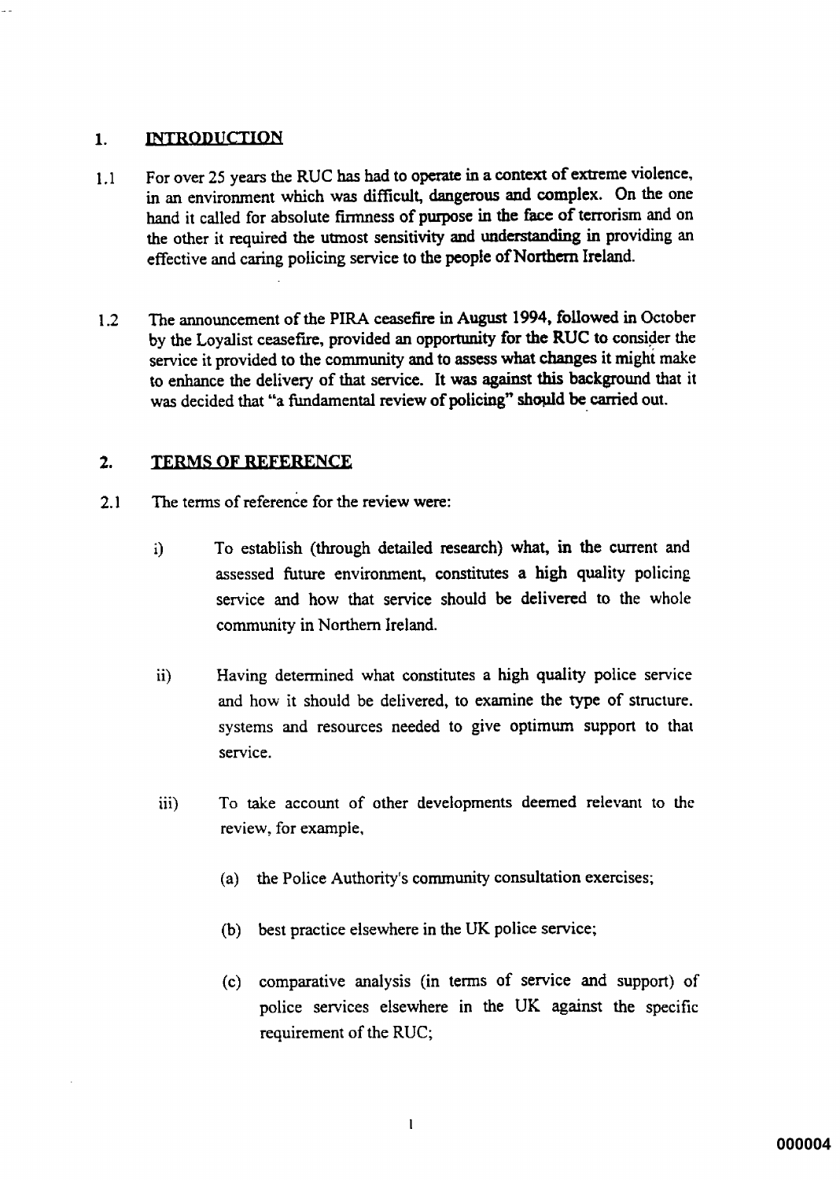## 1. INTRODUCTION

1.1 For over 25 years the RUC has had to operate in a context of extreme violence, in an environment which was difficult, dangerous and complex. On the one hand it called for absolute firmness of purpose in the face of terrorism and on the other it required the utmost sensitivity and understanding in providing an effective and caring policing service to the people of Northern Ireland.

1.2 The announcement of the PIRA ceasefire in August 1994, followed in October by the Loyalist ceasefire, provided an opportunity for the RUC to consider the service it provided to the community and to assess what changes it might make to enhance the delivery of that service. It was against this background that it was decided that "a fundamental review of policing" should be carried out.

## 2. TERMS OF REFERENCE

2.1 The terms of reference for the review were:

i) To establish (through detailed research) what, in the current and assessed future environment, constitutes a high quality policing service and how that service should be delivered to the whole community in Northern Ireland.

ii) Having determined what constitutes a high quality police service and how it should be delivered, to examine the type of structure. systems and resources needed to give optimum support to that service.

iii) To take account of other developments deemed relevant to the review, for example,

(a) the Police Authority's community consultation exercises;

(b) best practice elsewhere in the UK police service;

(c) comparative analysis (in terms of service and support) of police services elsewhere in the UK against the specific requirement of the RUC;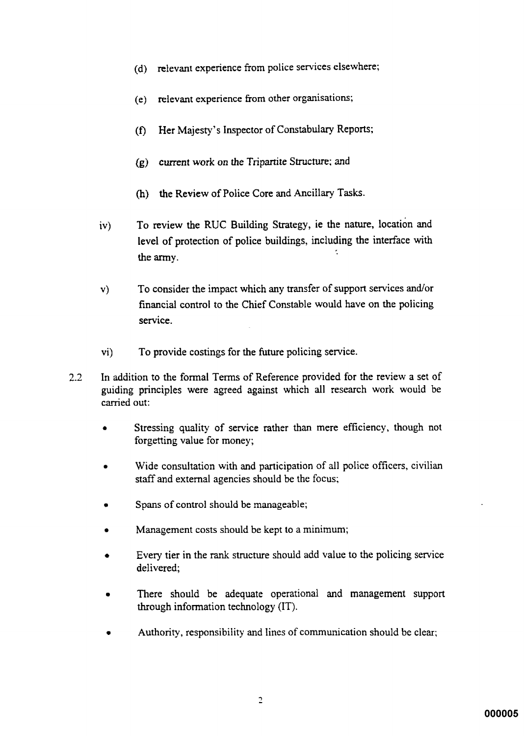(d) relevant experience from police services elsewhere;

(e) relevant experience from other organisations;

(f) Her Majesty's Inspector of Constabulary Reports;

(g) current work on the Tripartite Structure; and

(h) the Review of Police Core and Ancillary Tasks.

iv) To review the RUC Building Strategy, ie the nature, location and level of protection of police buildings, including the interface with the army.

v) To consider the impact which any transfer of support services and/or financial control to the Chief Constable would have on the policing service.

vi) To provide costings for the future policing service.

2.2 In addition to the formal Terms of Reference provided for the review a set of guiding principles were agreed against which all research work would be carried out:

- Stressing quality of service rather than mere efficiency, though not forgetting value for money;
- Wide consultation with and participation of all police officers, civilian staff and external agencies should be the focus;
- Spans of control should be manageable;
- Management costs should be kept to a minimum;
- Every tier in the rank structure should add value to the policing service delivered;
- There should be adequate operational and management support through information technology (IT).
- Authority, responsibility and lines of communication should be clear;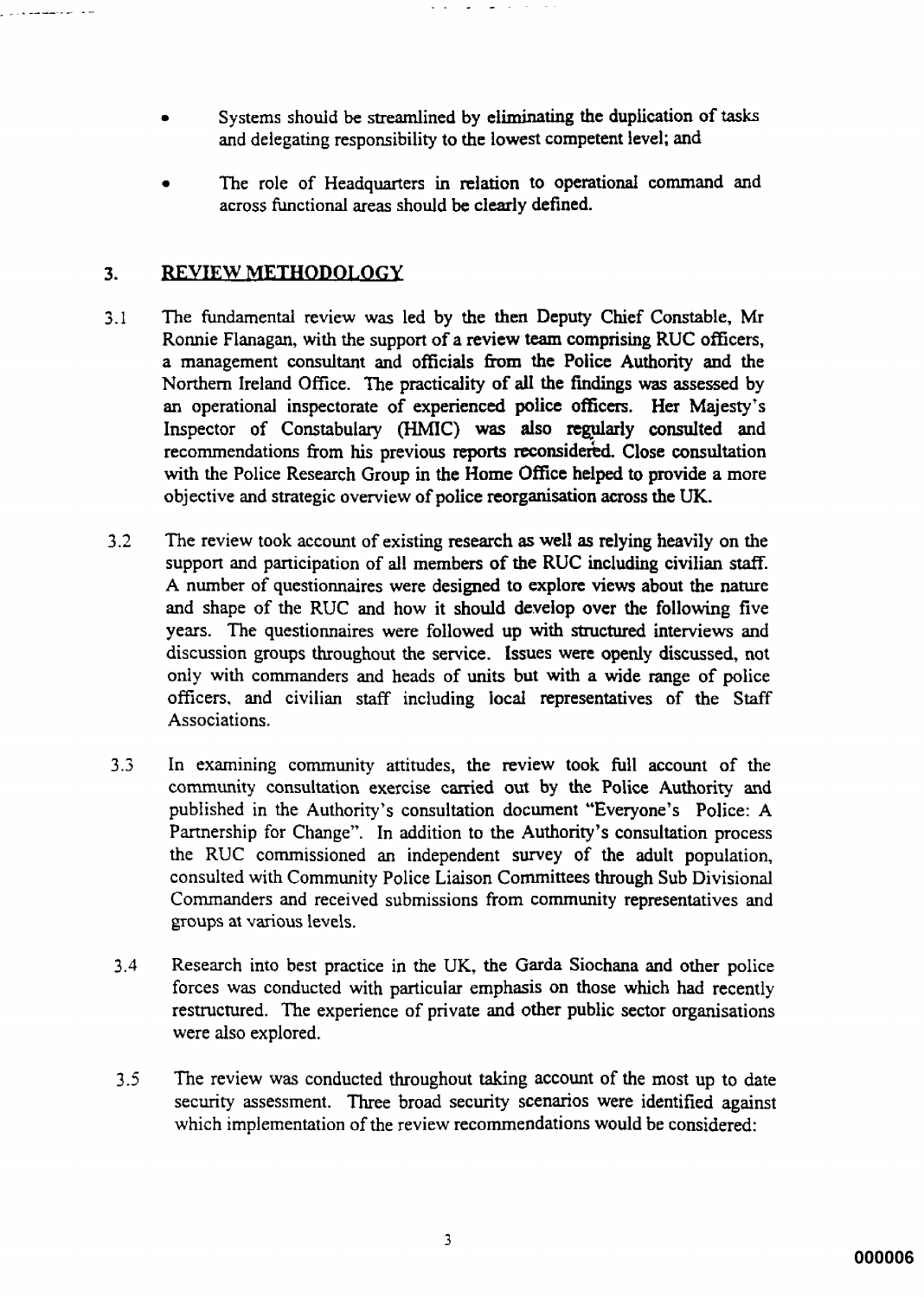- Systems should be streamlined by eliminating the duplication of tasks and delegating responsibility to the lowest competent level; and

- The role of Headquarters in relation to operational command and across functional areas should be clearly defined.

## 3. REVIEW METHODOLOGY

3.1 The fundamental review was led by the then Deputy Chief Constable, Mr Ronnie Flanagan, with the support of a review team comprising RUC officers, a management consultant and officials from the Police Authority and the Northern Ireland Office. The practicality of all the findings was assessed by an operational inspectorate of experienced police officers. Her Majesty's Inspector of Constabulary (HMIC) was also regularly consulted and recommendations from his previous reports reconsidered. Close consultation with the Police Research Group in the Home Office helped to provide a more objective and strategic overview of police reorganisation across the UK.

3.2 The review took account of existing research as well as relying heavily on the support and participation of all members of the RUC including civilian staff. A number of questionnaires were designed to explore views about the nature and shape of the RUC and how it should develop over the following five years. The questionnaires were followed up with structured interviews and discussion groups throughout the service. Issues were openly discussed, not only with commanders and heads of units but with a wide range of police officers, and civilian staff including local representatives of the Staff Associations.

3.3 In examining community attitudes, the review took full account of the community consultation exercise carried out by the Police Authority and published in the Authority's consultation document "Everyone's Police: A Partnership for Change". In addition to the Authority's consultation process the RUC commissioned an independent survey of the adult population, consulted with Community Police Liaison Committees through Sub Divisional Commanders and received submissions from community representatives and groups at various levels.

3.4 Research into best practice in the UK, the Garda Siochana and other police forces was conducted with particular emphasis on those which had recently restructured. The experience of private and other public sector organisations were also explored.

3.5 The review was conducted throughout taking account of the most up to date security assessment. Three broad security scenarios were identified against which implementation of the review recommendations would be considered: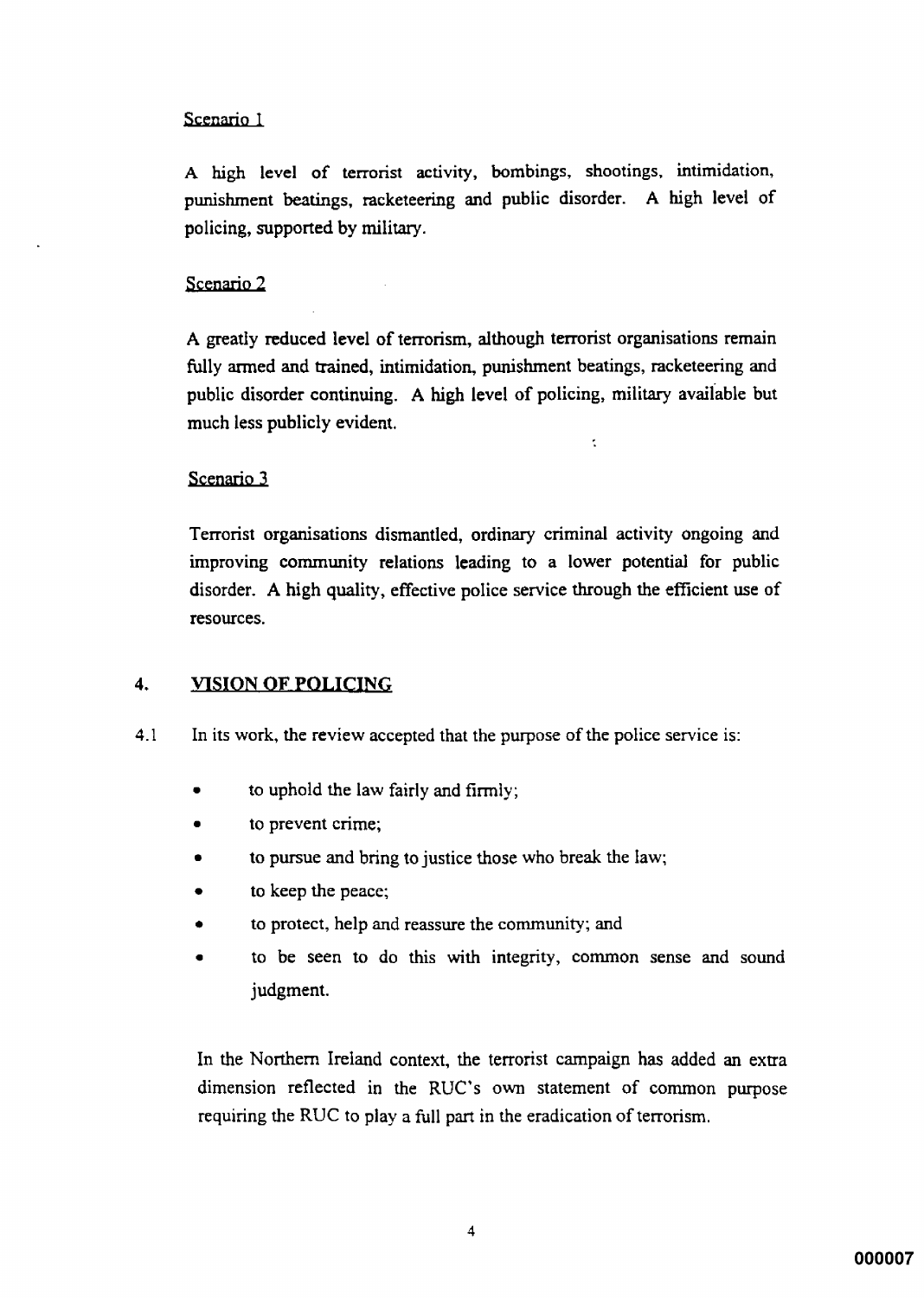Scenario 1

A high level of terrorist activity, bombings, shootings, intimidation, punishment beatings, racketeering and public disorder. A high level of policing, supported by military.

Scenario 2

A greatly reduced level of terrorism, although terrorist organisations remain fully armed and trained, intimidation, punishment beatings, racketeering and public disorder continuing. A high level of policing, military available but much less publicly evident.

Scenario 3

Terrorist organisations dismantled, ordinary criminal activity ongoing and improving community relations leading to a lower potential for public disorder. A high quality, effective police service through the efficient use of resources.

## 4. VISION OF POLICING

4.1 In its work, the review accepted that the purpose of the police service is:

- to uphold the law fairly and firmly;
- to prevent crime;
- to pursue and bring to justice those who break the law;
- to keep the peace;
- to protect, help and reassure the community; and
- to be seen to do this with integrity, common sense and sound judgment.

In the Northern Ireland context, the terrorist campaign has added an extra dimension reflected in the RUC's own statement of common purpose requiring the RUC to play a full part in the eradication of terrorism.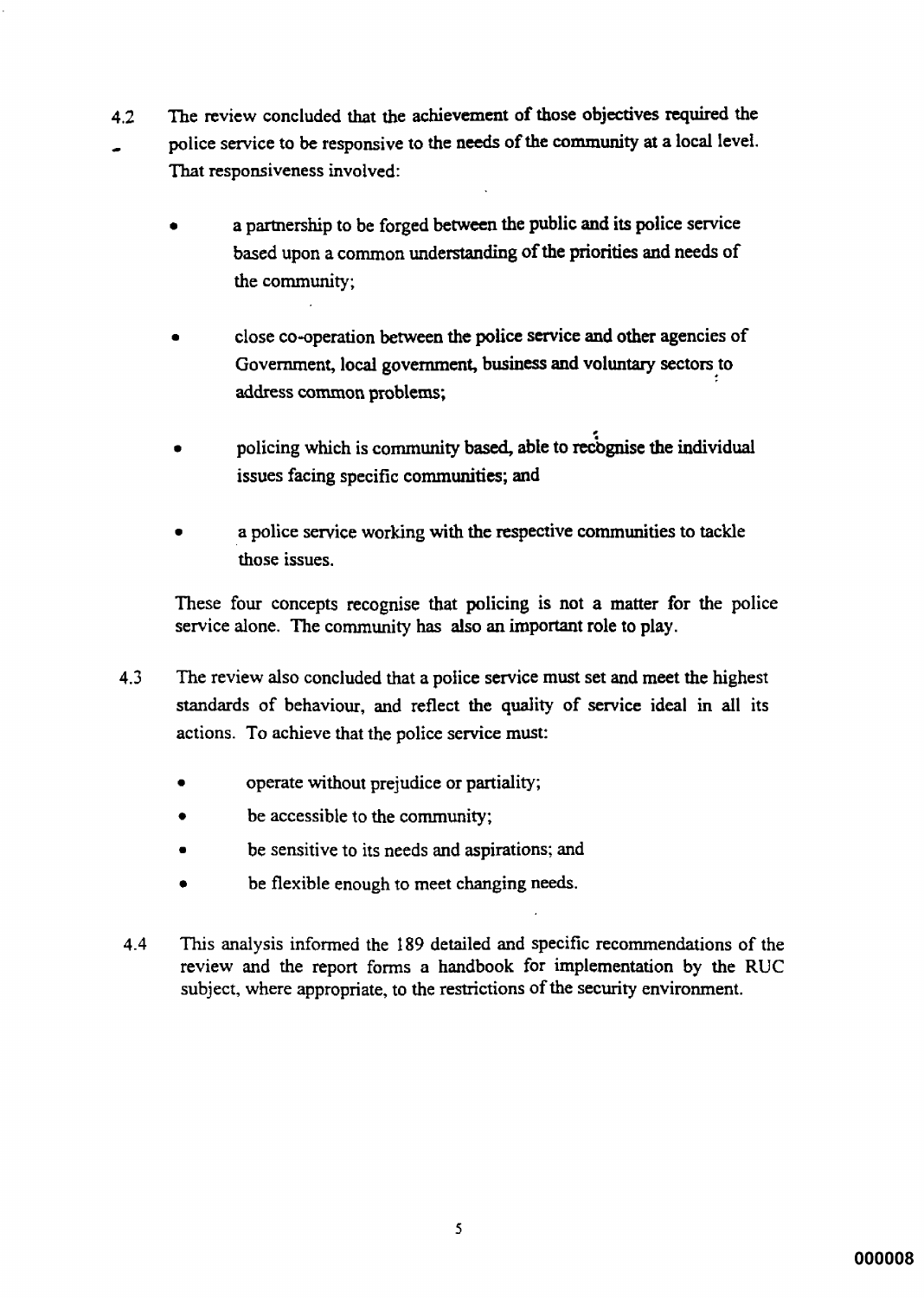4.2 The review concluded that the achievement of those objectives required the police service to be responsive to the needs of the community at a local level. That responsiveness involved:

- a partnership to be forged between the public and its police service based upon a common understanding of the priorities and needs of the community;

- close co-operation between the police service and other agencies of Government, local government, business and voluntary sectors to address common problems;

- policing which is community based, able to recognise the individual issues facing specific communities; and

- a police service working with the respective communities to tackle those issues.

These four concepts recognise that policing is not a matter for the police service alone. The community has also an important role to play.

4.3 The review also concluded that a police service must set and meet the highest standards of behaviour, and reflect the quality of service ideal in all its actions. To achieve that the police service must:

- operate without prejudice or partiality;
- be accessible to the community;
- be sensitive to its needs and aspirations; and
- be flexible enough to meet changing needs.

4.4 This analysis informed the 189 detailed and specific recommendations of the review and the report forms a handbook for implementation by the RUC subject, where appropriate, to the restrictions of the security environment.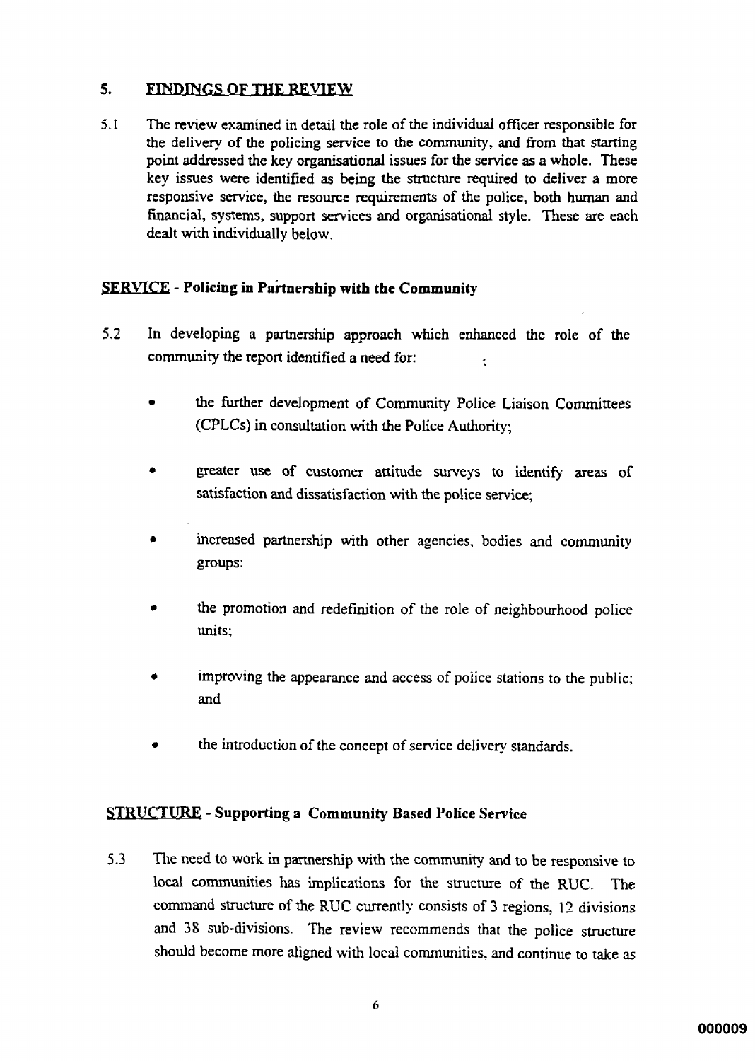## 5. FINDINGS OF THE REVIEW

5.1 The review examined in detail the role of the individual officer responsible for the delivery of the policing service to the community, and from that starting point addressed the key organisational issues for the service as a whole. These key issues were identified as being the structure required to deliver a more responsive service, the resource requirements of the police, both human and financial, systems, support services and organisational style. These are each dealt with individually below.

### SERVICE - Policing in Partnership with the Community

5.2 In developing a partnership approach which enhanced the role of the community the report identified a need for:

- the further development of Community Police Liaison Committees (CPLCs) in consultation with the Police Authority;
- greater use of customer attitude surveys to identify areas of satisfaction and dissatisfaction with the police service;
- increased partnership with other agencies, bodies and community groups:
- the promotion and redefinition of the role of neighbourhood police units;
- improving the appearance and access of police stations to the public; and
- the introduction of the concept of service delivery standards.

### STRUCTURE - Supporting a Community Based Police Service

5.3 The need to work in partnership with the community and to be responsive to local communities has implications for the structure of the RUC. The command structure of the RUC currently consists of 3 regions, 12 divisions and 38 sub-divisions. The review recommends that the police structure should become more aligned with local communities, and continue to take as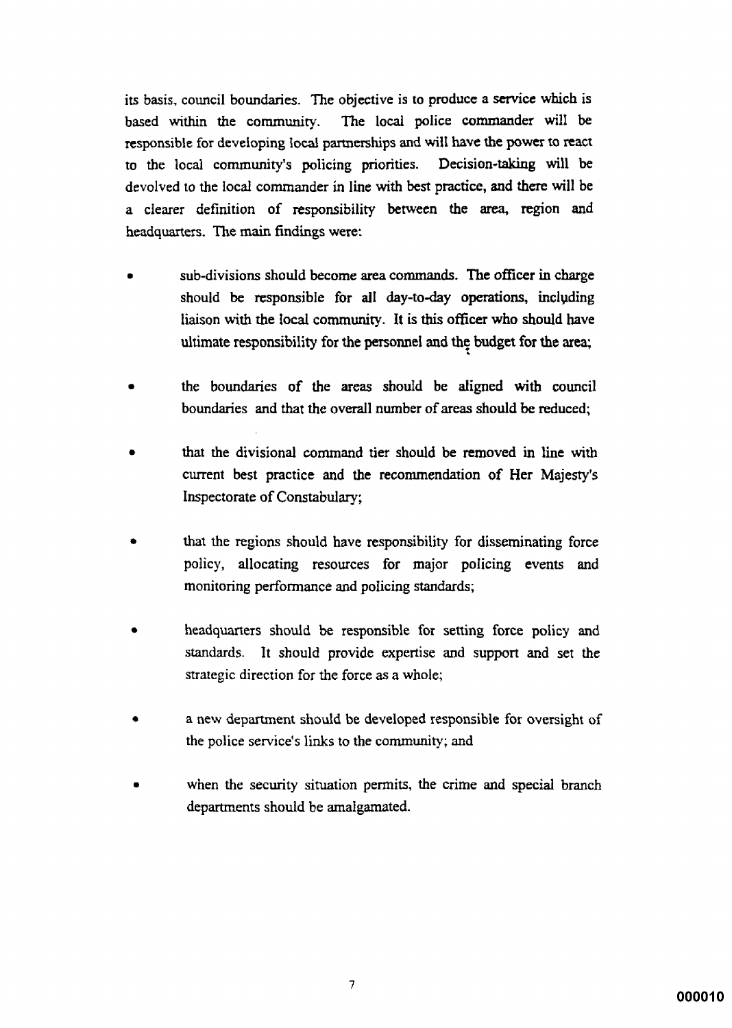its basis, council boundaries. The objective is to produce a service which is based within the community. The local police commander will be responsible for developing local partnerships and will have the power to react to the local community's policing priorities. Decision-taking will be devolved to the local commander in line with best practice, and there will be a clearer definition of responsibility between the area, region and headquarters. The main findings were:

- sub-divisions should become area commands. The officer in charge should be responsible for all day-to-day operations, including liaison with the local community. It is this officer who should have ultimate responsibility for the personnel and the budget for the area;

- the boundaries of the areas should be aligned with council boundaries and that the overall number of areas should be reduced;

- that the divisional command tier should be removed in line with current best practice and the recommendation of Her Majesty's Inspectorate of Constabulary;

- that the regions should have responsibility for disseminating force policy, allocating resources for major policing events and monitoring performance and policing standards;

- headquarters should be responsible for setting force policy and standards. It should provide expertise and support and set the strategic direction for the force as a whole;

- a new department should be developed responsible for oversight of the police service's links to the community; and

- when the security situation permits, the crime and special branch departments should be amalgamated.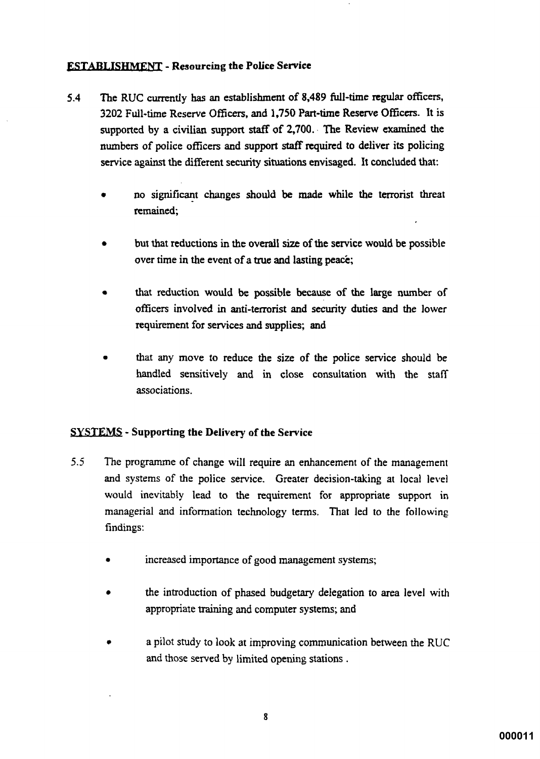**<u>ESTABLISHMENT</u> - Resourcing the Police Service**

5.4 The RUC currently has an establishment of 8,489 full-time regular officers, 3202 Full-time Reserve Officers, and 1,750 Part-time Reserve Officers. It is supported by a civilian support staff of 2,700. The Review examined the numbers of police officers and support staff required to deliver its policing service against the different security situations envisaged. It concluded that:

- no significant changes should be made while the terrorist threat remained;
- but that reductions in the overall size of the service would be possible over time in the event of a true and lasting peace;
- that reduction would be possible because of the large number of officers involved in anti-terrorist and security duties and the lower requirement for services and supplies; and
- that any move to reduce the size of the police service should be handled sensitively and in close consultation with the staff associations.

**<u>SYSTEMS</u> - Supporting the Delivery of the Service**

5.5 The programme of change will require an enhancement of the management and systems of the police service. Greater decision-taking at local level would inevitably lead to the requirement for appropriate support in managerial and information technology terms. That led to the following findings:

- increased importance of good management systems;
- the introduction of phased budgetary delegation to area level with appropriate training and computer systems; and
- a pilot study to look at improving communication between the RUC and those served by limited opening stations .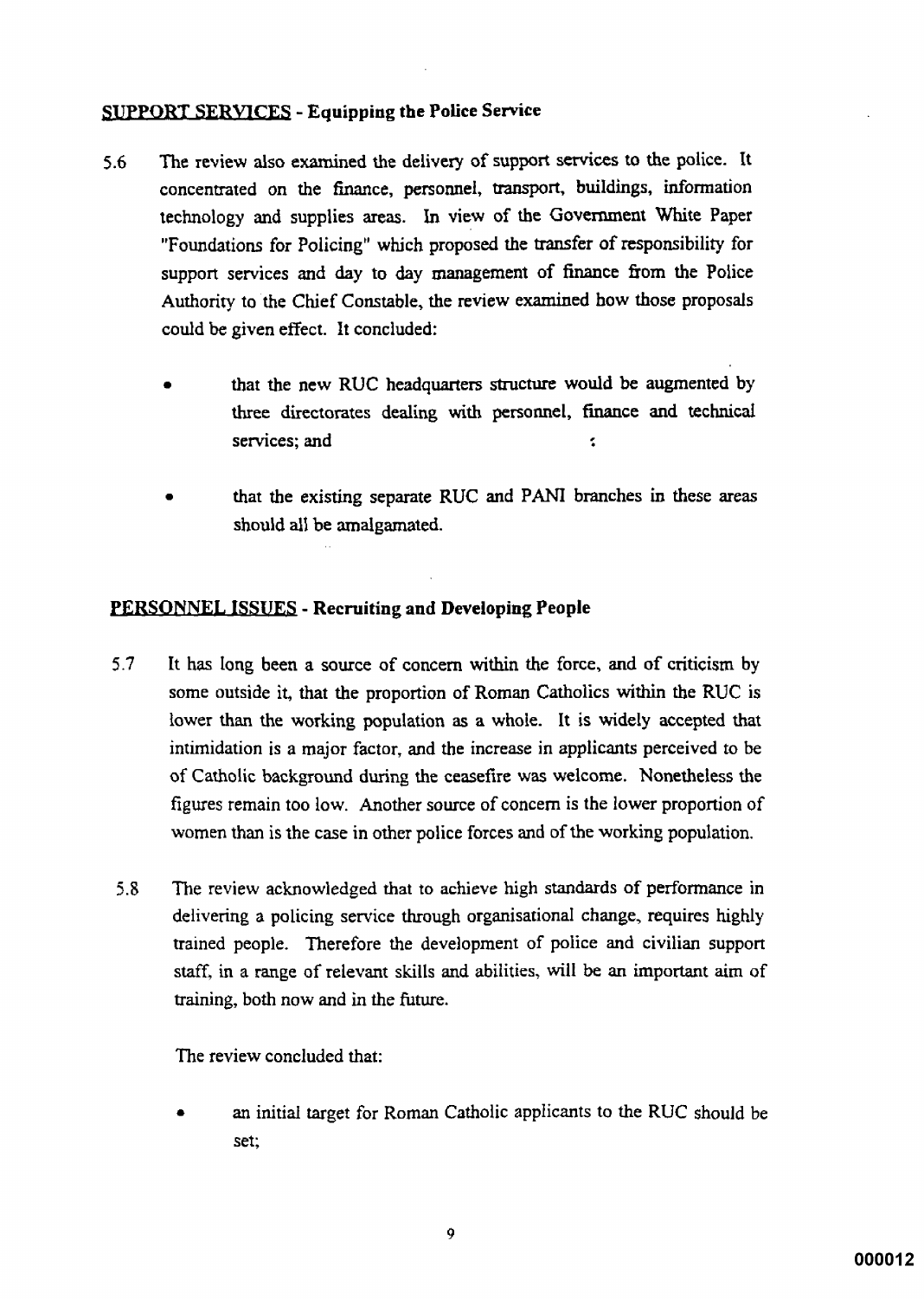**SUPPORT SERVICES - Equipping the Police Service**

5.6 The review also examined the delivery of support services to the police. It concentrated on the finance, personnel, transport, buildings, information technology and supplies areas. In view of the Government White Paper "Foundations for Policing" which proposed the transfer of responsibility for support services and day to day management of finance from the Police Authority to the Chief Constable, the review examined how those proposals could be given effect. It concluded:

- that the new RUC headquarters structure would be augmented by three directorates dealing with personnel, finance and technical services; and
- that the existing separate RUC and PANI branches in these areas should all be amalgamated.

**PERSONNEL ISSUES - Recruiting and Developing People**

5.7 It has long been a source of concern within the force, and of criticism by some outside it, that the proportion of Roman Catholics within the RUC is lower than the working population as a whole. It is widely accepted that intimidation is a major factor, and the increase in applicants perceived to be of Catholic background during the ceasefire was welcome. Nonetheless the figures remain too low. Another source of concern is the lower proportion of women than is the case in other police forces and of the working population.

5.8 The review acknowledged that to achieve high standards of performance in delivering a policing service through organisational change, requires highly trained people. Therefore the development of police and civilian support staff, in a range of relevant skills and abilities, will be an important aim of training, both now and in the future.

The review concluded that:

- an initial target for Roman Catholic applicants to the RUC should be set;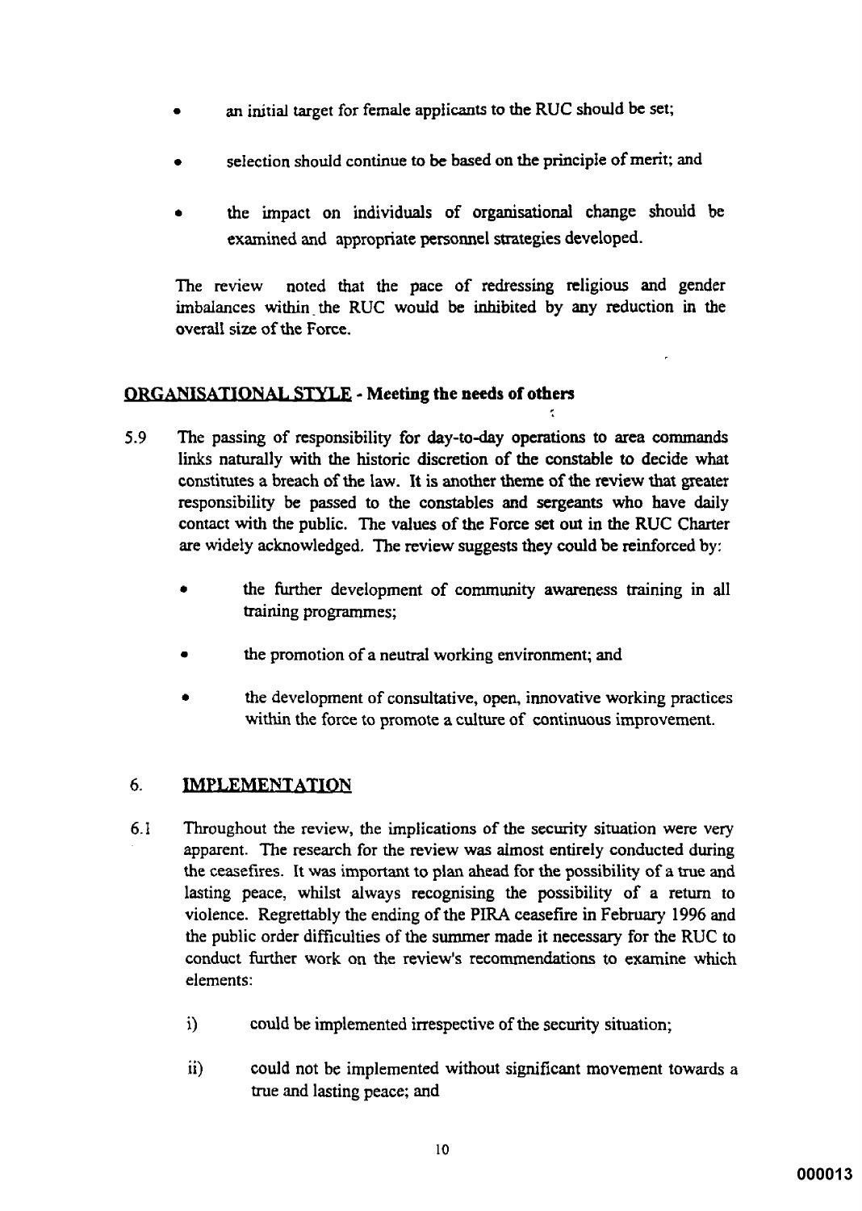- an initial target for female applicants to the RUC should be set;
- selection should continue to be based on the principle of merit; and
- the impact on individuals of organisational change should be examined and appropriate personnel strategies developed.

The review noted that the pace of redressing religious and gender imbalances within the RUC would be inhibited by any reduction in the overall size of the Force.

**ORGANISATIONAL STYLE - Meeting the needs of others**

5.9 The passing of responsibility for day-to-day operations to area commands links naturally with the historic discretion of the constable to decide what constitutes a breach of the law. It is another theme of the review that greater responsibility be passed to the constables and sergeants who have daily contact with the public. The values of the Force set out in the RUC Charter are widely acknowledged. The review suggests they could be reinforced by:

- the further development of community awareness training in all training programmes;
- the promotion of a neutral working environment; and
- the development of consultative, open, innovative working practices within the force to promote a culture of continuous improvement.

## 6. IMPLEMENTATION

6.1 Throughout the review, the implications of the security situation were very apparent. The research for the review was almost entirely conducted during the ceasefires. It was important to plan ahead for the possibility of a true and lasting peace, whilst always recognising the possibility of a return to violence. Regrettably the ending of the PIRA ceasefire in February 1996 and the public order difficulties of the summer made it necessary for the RUC to conduct further work on the review's recommendations to examine which elements:

i) could be implemented irrespective of the security situation;

ii) could not be implemented without significant movement towards a true and lasting peace; and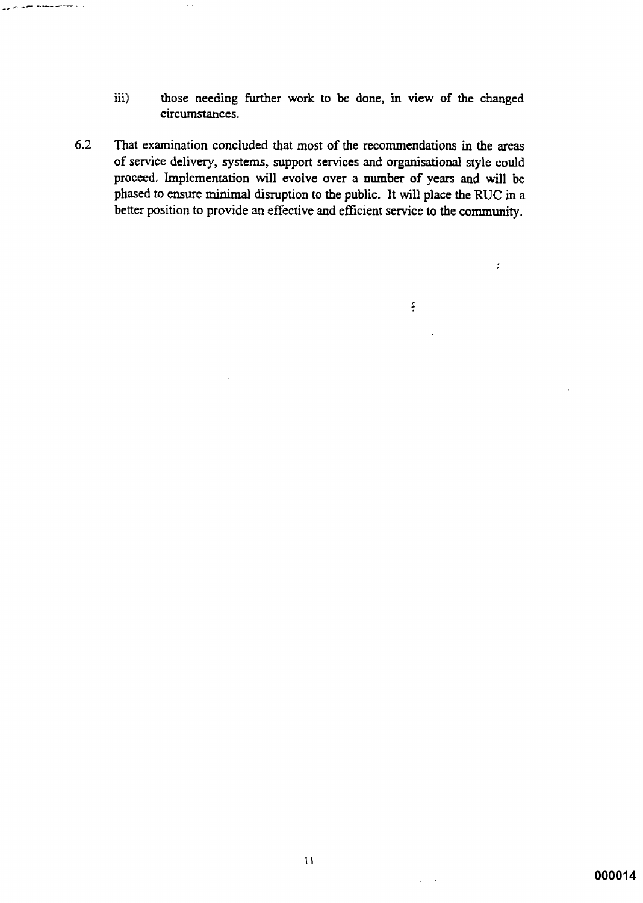iii) those needing further work to be done, in view of the changed circumstances.

6.2 That examination concluded that most of the recommendations in the areas of service delivery, systems, support services and organisational style could proceed. Implementation will evolve over a number of years and will be phased to ensure minimal disruption to the public. It will place the RUC in a better position to provide an effective and efficient service to the community.